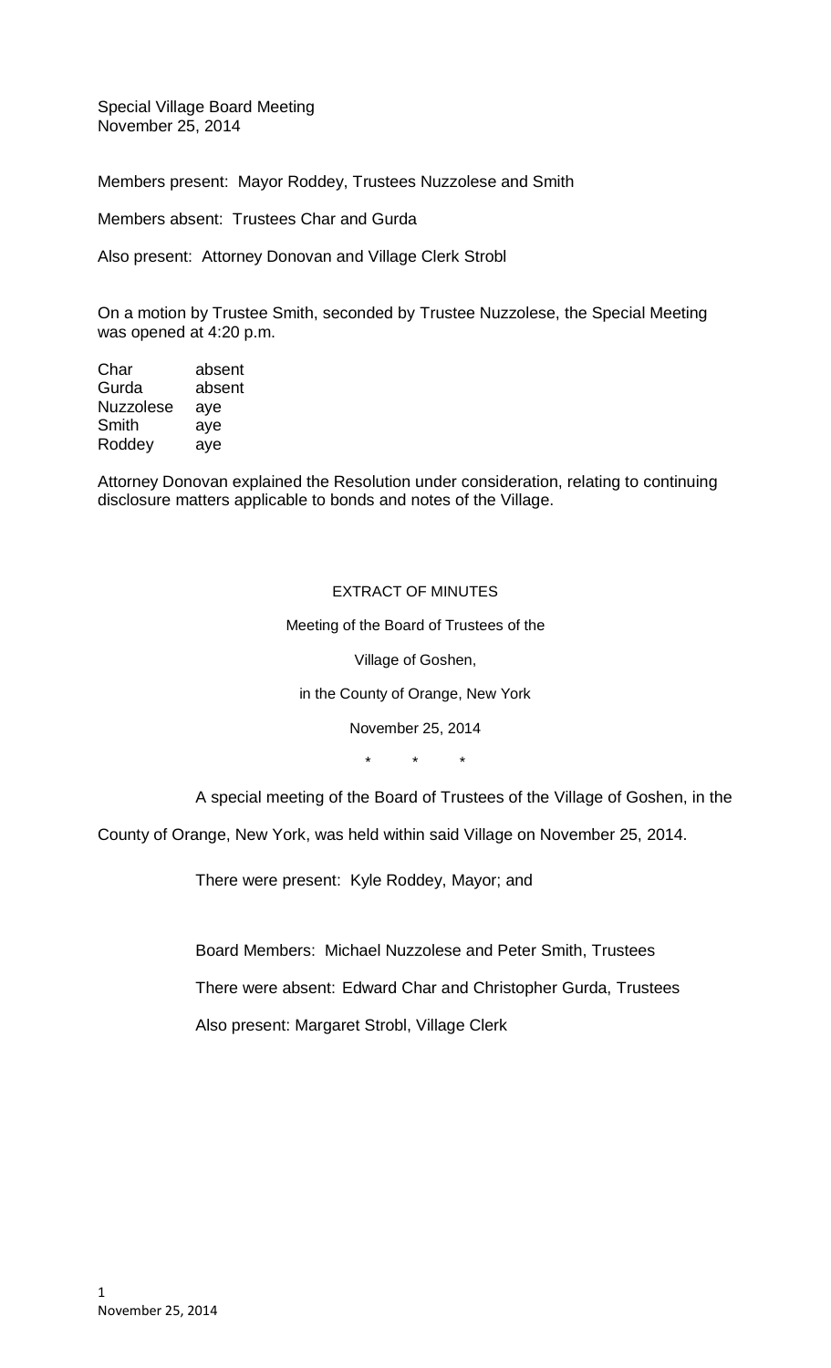Special Village Board Meeting
November 25, 2014

Members present: Mayor Roddey, Trustees Nuzzolese and Smith

Members absent: Trustees Char and Gurda

Also present: Attorney Donovan and Village Clerk Strobl

On a motion by Trustee Smith, seconded by Trustee Nuzzolese, the Special Meeting was opened at 4:20 p.m.

| | |
|---|---|
| Char | absent |
| Gurda | absent |
| Nuzzolese | aye |
| Smith | aye |
| Roddey | aye |

Attorney Donovan explained the Resolution under consideration, relating to continuing disclosure matters applicable to bonds and notes of the Village.

EXTRACT OF MINUTES

Meeting of the Board of Trustees of the

Village of Goshen,

in the County of Orange, New York

November 25, 2014

\* \* \*

A special meeting of the Board of Trustees of the Village of Goshen, in the County of Orange, New York, was held within said Village on November 25, 2014.

There were present: Kyle Roddey, Mayor; and

Board Members: Michael Nuzzolese and Peter Smith, Trustees

There were absent: Edward Char and Christopher Gurda, Trustees

Also present: Margaret Strobl, Village Clerk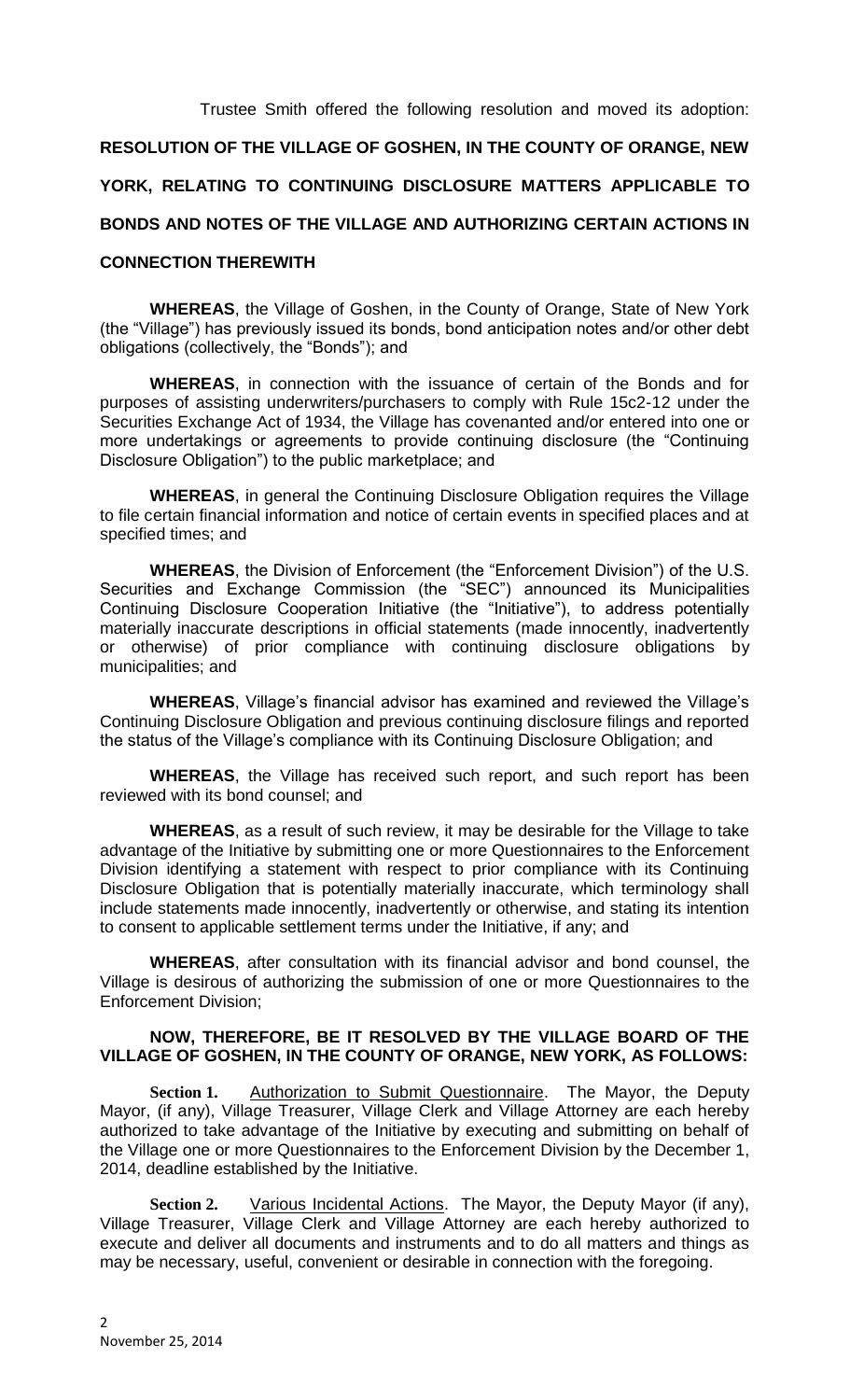Trustee Smith offered the following resolution and moved its adoption:

**RESOLUTION OF THE VILLAGE OF GOSHEN, IN THE COUNTY OF ORANGE, NEW YORK, RELATING TO CONTINUING DISCLOSURE MATTERS APPLICABLE TO BONDS AND NOTES OF THE VILLAGE AND AUTHORIZING CERTAIN ACTIONS IN CONNECTION THEREWITH**

**WHEREAS**, the Village of Goshen, in the County of Orange, State of New York (the "Village") has previously issued its bonds, bond anticipation notes and/or other debt obligations (collectively, the "Bonds"); and

**WHEREAS**, in connection with the issuance of certain of the Bonds and for purposes of assisting underwriters/purchasers to comply with Rule 15c2-12 under the Securities Exchange Act of 1934, the Village has covenanted and/or entered into one or more undertakings or agreements to provide continuing disclosure (the "Continuing Disclosure Obligation") to the public marketplace; and

**WHEREAS**, in general the Continuing Disclosure Obligation requires the Village to file certain financial information and notice of certain events in specified places and at specified times; and

**WHEREAS**, the Division of Enforcement (the "Enforcement Division") of the U.S. Securities and Exchange Commission (the "SEC") announced its Municipalities Continuing Disclosure Cooperation Initiative (the "Initiative"), to address potentially materially inaccurate descriptions in official statements (made innocently, inadvertently or otherwise) of prior compliance with continuing disclosure obligations by municipalities; and

**WHEREAS**, Village's financial advisor has examined and reviewed the Village's Continuing Disclosure Obligation and previous continuing disclosure filings and reported the status of the Village's compliance with its Continuing Disclosure Obligation; and

**WHEREAS**, the Village has received such report, and such report has been reviewed with its bond counsel; and

**WHEREAS**, as a result of such review, it may be desirable for the Village to take advantage of the Initiative by submitting one or more Questionnaires to the Enforcement Division identifying a statement with respect to prior compliance with its Continuing Disclosure Obligation that is potentially materially inaccurate, which terminology shall include statements made innocently, inadvertently or otherwise, and stating its intention to consent to applicable settlement terms under the Initiative, if any; and

**WHEREAS**, after consultation with its financial advisor and bond counsel, the Village is desirous of authorizing the submission of one or more Questionnaires to the Enforcement Division;

**NOW, THEREFORE, BE IT RESOLVED BY THE VILLAGE BOARD OF THE VILLAGE OF GOSHEN, IN THE COUNTY OF ORANGE, NEW YORK, AS FOLLOWS:**

**Section 1.** Authorization to Submit Questionnaire. The Mayor, the Deputy Mayor, (if any), Village Treasurer, Village Clerk and Village Attorney are each hereby authorized to take advantage of the Initiative by executing and submitting on behalf of the Village one or more Questionnaires to the Enforcement Division by the December 1, 2014, deadline established by the Initiative.

**Section 2.** Various Incidental Actions. The Mayor, the Deputy Mayor (if any), Village Treasurer, Village Clerk and Village Attorney are each hereby authorized to execute and deliver all documents and instruments and to do all matters and things as may be necessary, useful, convenient or desirable in connection with the foregoing.

November 25, 2014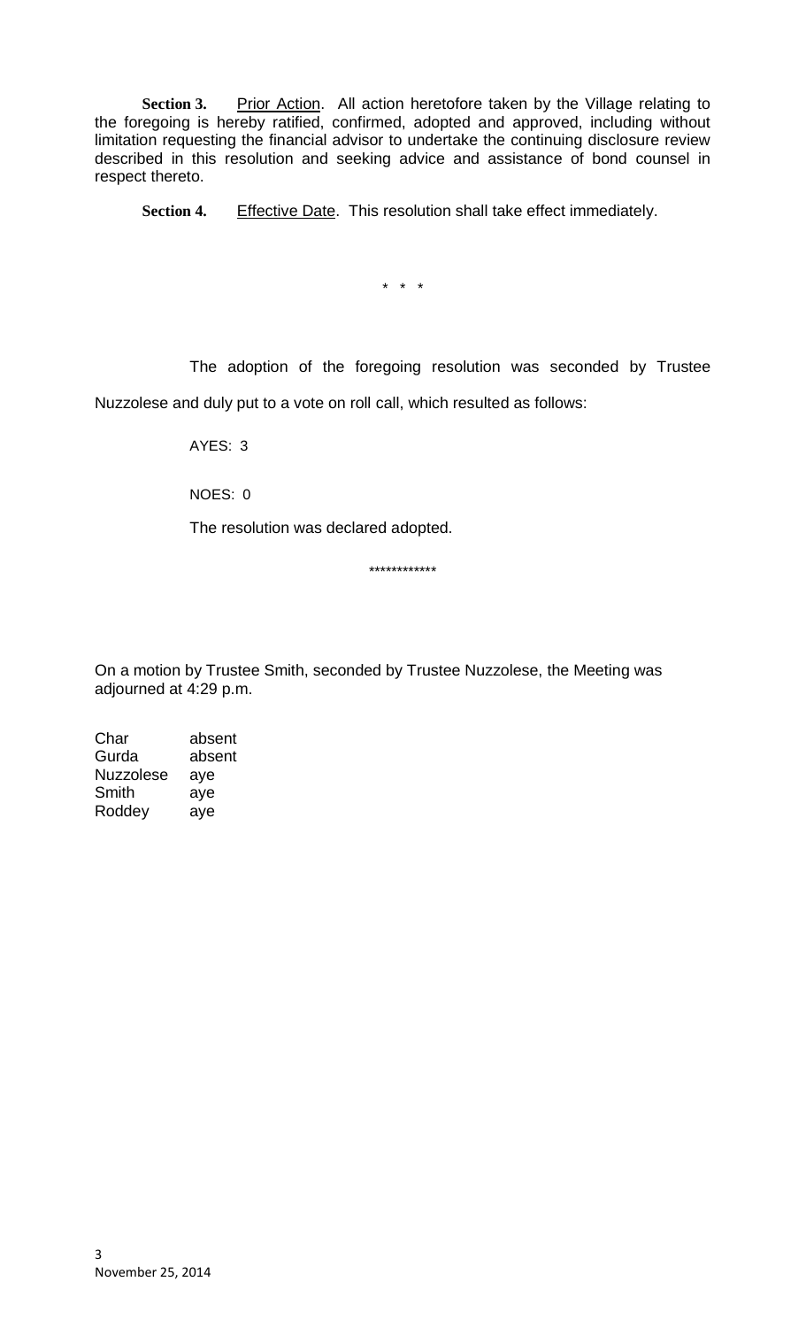**Section 3.** Prior Action. All action heretofore taken by the Village relating to the foregoing is hereby ratified, confirmed, adopted and approved, including without limitation requesting the financial advisor to undertake the continuing disclosure review described in this resolution and seeking advice and assistance of bond counsel in respect thereto.

**Section 4.** Effective Date. This resolution shall take effect immediately.

\* \* \*

The adoption of the foregoing resolution was seconded by Trustee Nuzzolese and duly put to a vote on roll call, which resulted as follows:

AYES: 3

NOES: 0

The resolution was declared adopted.

\*\*\*\*\*\*\*\*\*\*\*\*

On a motion by Trustee Smith, seconded by Trustee Nuzzolese, the Meeting was adjourned at 4:29 p.m.

| | |
|---|---|
| Char | absent |
| Gurda | absent |
| Nuzzolese | aye |
| Smith | aye |
| Roddey | aye |

November 25, 2014